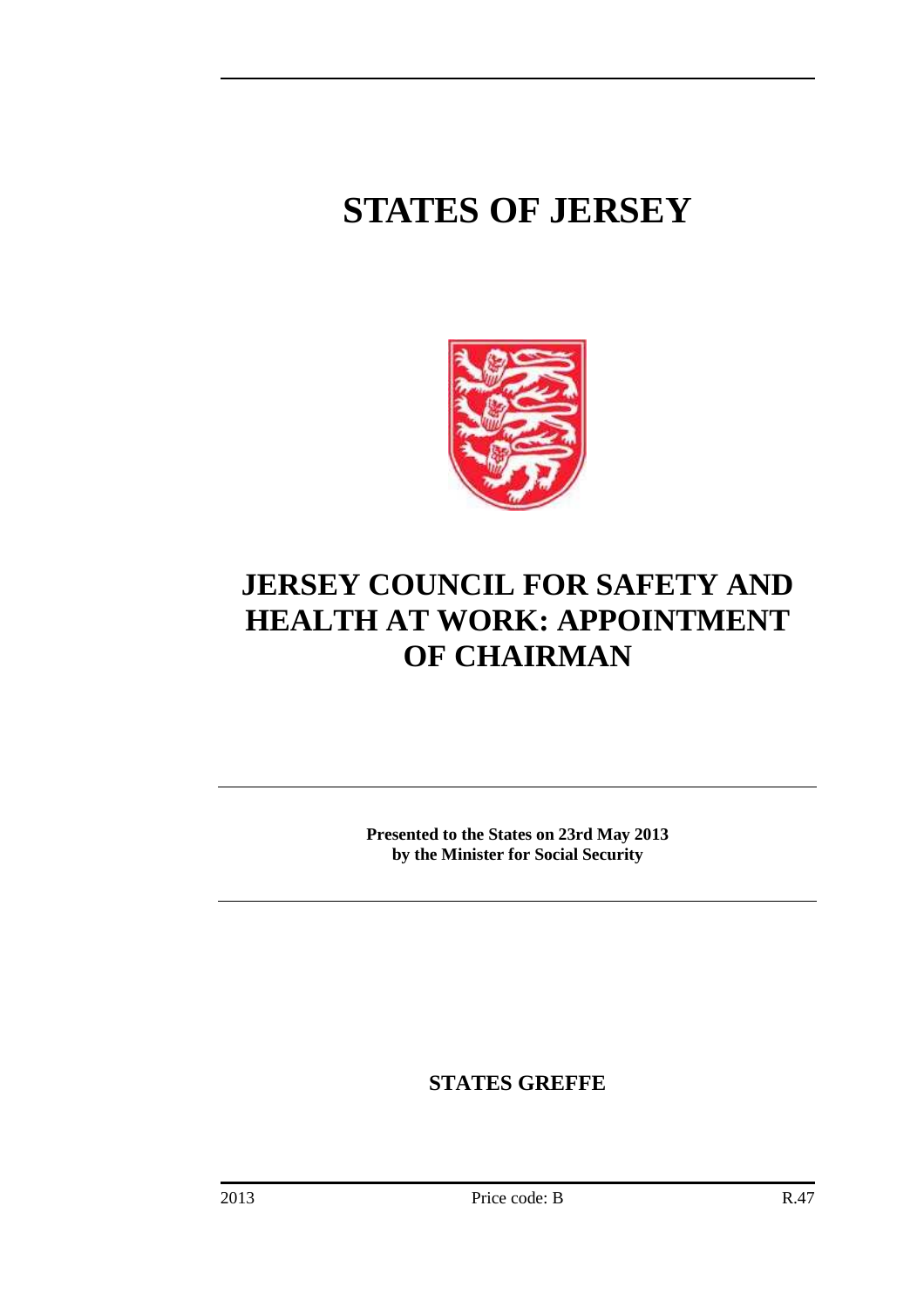# STATES OF JERSEY

# JERSEY COUNCIL FOR SAFETY AND HEALTH AT WORK: APPOINTMENT OF CHAIRMAN

**Presented to the States on 23rd May 2013**
**by the Minister for Social Security**

**STATES GREFFE**

2013 Price code: B R.47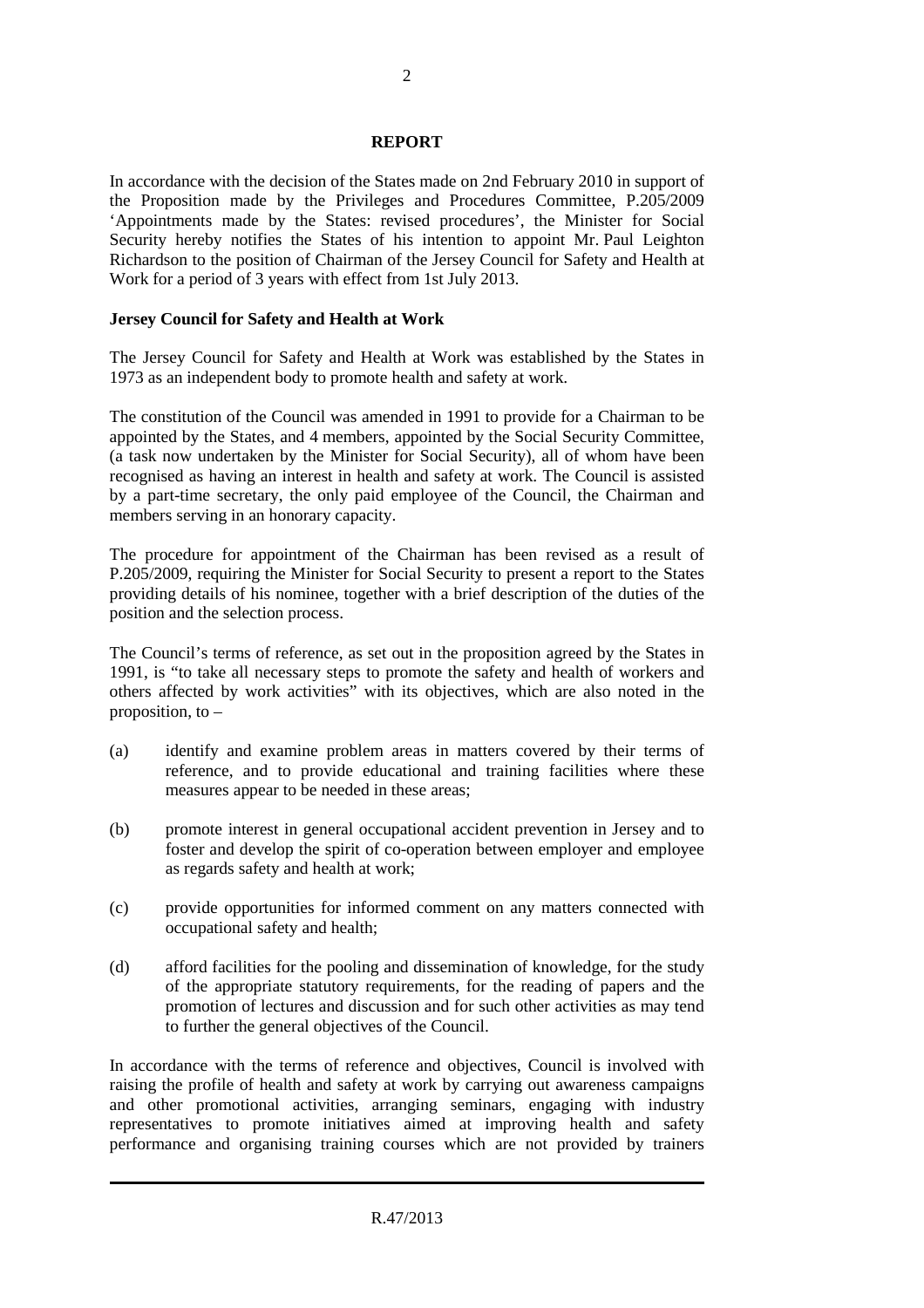## REPORT

In accordance with the decision of the States made on 2nd February 2010 in support of the Proposition made by the Privileges and Procedures Committee, P.205/2009 'Appointments made by the States: revised procedures', the Minister for Social Security hereby notifies the States of his intention to appoint Mr. Paul Leighton Richardson to the position of Chairman of the Jersey Council for Safety and Health at Work for a period of 3 years with effect from 1st July 2013.

### Jersey Council for Safety and Health at Work

The Jersey Council for Safety and Health at Work was established by the States in 1973 as an independent body to promote health and safety at work.

The constitution of the Council was amended in 1991 to provide for a Chairman to be appointed by the States, and 4 members, appointed by the Social Security Committee, (a task now undertaken by the Minister for Social Security), all of whom have been recognised as having an interest in health and safety at work. The Council is assisted by a part-time secretary, the only paid employee of the Council, the Chairman and members serving in an honorary capacity.

The procedure for appointment of the Chairman has been revised as a result of P.205/2009, requiring the Minister for Social Security to present a report to the States providing details of his nominee, together with a brief description of the duties of the position and the selection process.

The Council's terms of reference, as set out in the proposition agreed by the States in 1991, is "to take all necessary steps to promote the safety and health of workers and others affected by work activities" with its objectives, which are also noted in the proposition, to –

(a) identify and examine problem areas in matters covered by their terms of reference, and to provide educational and training facilities where these measures appear to be needed in these areas;

(b) promote interest in general occupational accident prevention in Jersey and to foster and develop the spirit of co-operation between employer and employee as regards safety and health at work;

(c) provide opportunities for informed comment on any matters connected with occupational safety and health;

(d) afford facilities for the pooling and dissemination of knowledge, for the study of the appropriate statutory requirements, for the reading of papers and the promotion of lectures and discussion and for such other activities as may tend to further the general objectives of the Council.

In accordance with the terms of reference and objectives, Council is involved with raising the profile of health and safety at work by carrying out awareness campaigns and other promotional activities, arranging seminars, engaging with industry representatives to promote initiatives aimed at improving health and safety performance and organising training courses which are not provided by trainers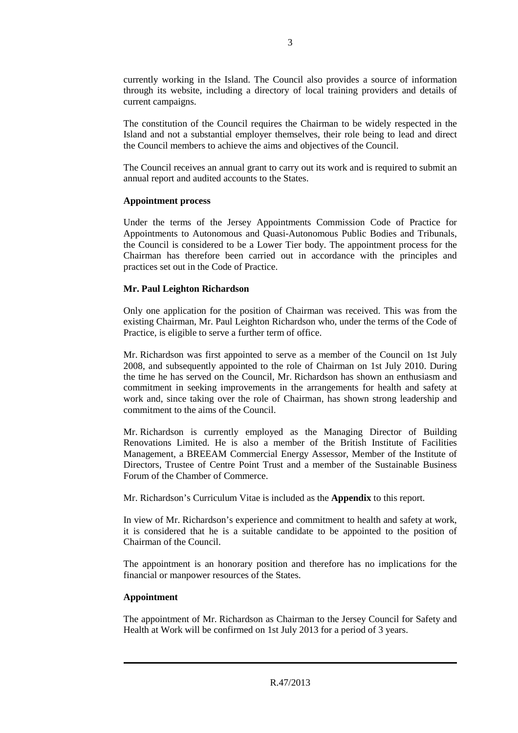currently working in the Island. The Council also provides a source of information through its website, including a directory of local training providers and details of current campaigns.

The constitution of the Council requires the Chairman to be widely respected in the Island and not a substantial employer themselves, their role being to lead and direct the Council members to achieve the aims and objectives of the Council.

The Council receives an annual grant to carry out its work and is required to submit an annual report and audited accounts to the States.

**Appointment process**

Under the terms of the Jersey Appointments Commission Code of Practice for Appointments to Autonomous and Quasi-Autonomous Public Bodies and Tribunals, the Council is considered to be a Lower Tier body. The appointment process for the Chairman has therefore been carried out in accordance with the principles and practices set out in the Code of Practice.

**Mr. Paul Leighton Richardson**

Only one application for the position of Chairman was received. This was from the existing Chairman, Mr. Paul Leighton Richardson who, under the terms of the Code of Practice, is eligible to serve a further term of office.

Mr. Richardson was first appointed to serve as a member of the Council on 1st July 2008, and subsequently appointed to the role of Chairman on 1st July 2010. During the time he has served on the Council, Mr. Richardson has shown an enthusiasm and commitment in seeking improvements in the arrangements for health and safety at work and, since taking over the role of Chairman, has shown strong leadership and commitment to the aims of the Council.

Mr. Richardson is currently employed as the Managing Director of Building Renovations Limited. He is also a member of the British Institute of Facilities Management, a BREEAM Commercial Energy Assessor, Member of the Institute of Directors, Trustee of Centre Point Trust and a member of the Sustainable Business Forum of the Chamber of Commerce.

Mr. Richardson's Curriculum Vitae is included as the **Appendix** to this report.

In view of Mr. Richardson's experience and commitment to health and safety at work, it is considered that he is a suitable candidate to be appointed to the position of Chairman of the Council.

The appointment is an honorary position and therefore has no implications for the financial or manpower resources of the States.

**Appointment**

The appointment of Mr. Richardson as Chairman to the Jersey Council for Safety and Health at Work will be confirmed on 1st July 2013 for a period of 3 years.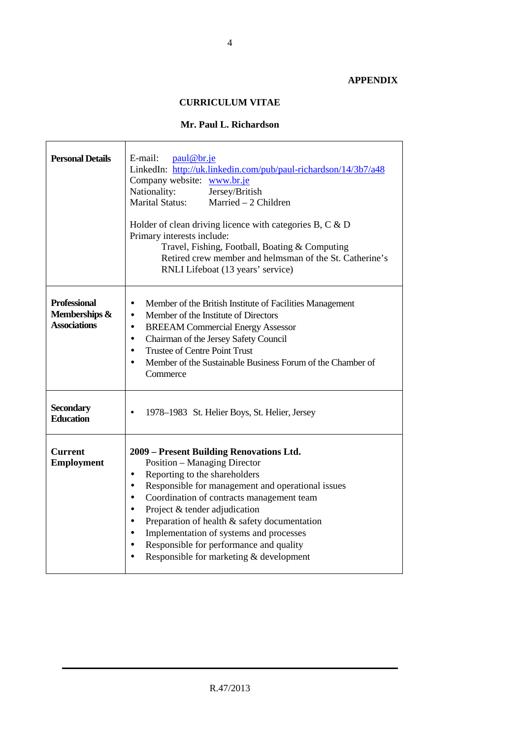**APPENDIX**

## CURRICULUM VITAE

### Mr. Paul L. Richardson

| | |
|---|---|
| **Personal Details** | E-mail: paul@br.je<br>LinkedIn: http://uk.linkedin.com/pub/paul-richardson/14/3b7/a48<br>Company website: www.br.je<br>Nationality: Jersey/British<br>Marital Status: Married – 2 Children<br><br>Holder of clean driving licence with categories B, C & D<br>Primary interests include:<br>Travel, Fishing, Football, Boating & Computing<br>Retired crew member and helmsman of the St. Catherine's RNLI Lifeboat (13 years' service) |
| **Professional Memberships & Associations** | • Member of the British Institute of Facilities Management<br>• Member of the Institute of Directors<br>• BREEAM Commercial Energy Assessor<br>• Chairman of the Jersey Safety Council<br>• Trustee of Centre Point Trust<br>• Member of the Sustainable Business Forum of the Chamber of Commerce |
| **Secondary Education** | • 1978–1983 St. Helier Boys, St. Helier, Jersey |
| **Current Employment** | **2009 – Present Building Renovations Ltd.**<br>Position – Managing Director<br>• Reporting to the shareholders<br>• Responsible for management and operational issues<br>• Coordination of contracts management team<br>• Project & tender adjudication<br>• Preparation of health & safety documentation<br>• Implementation of systems and processes<br>• Responsible for performance and quality<br>• Responsible for marketing & development |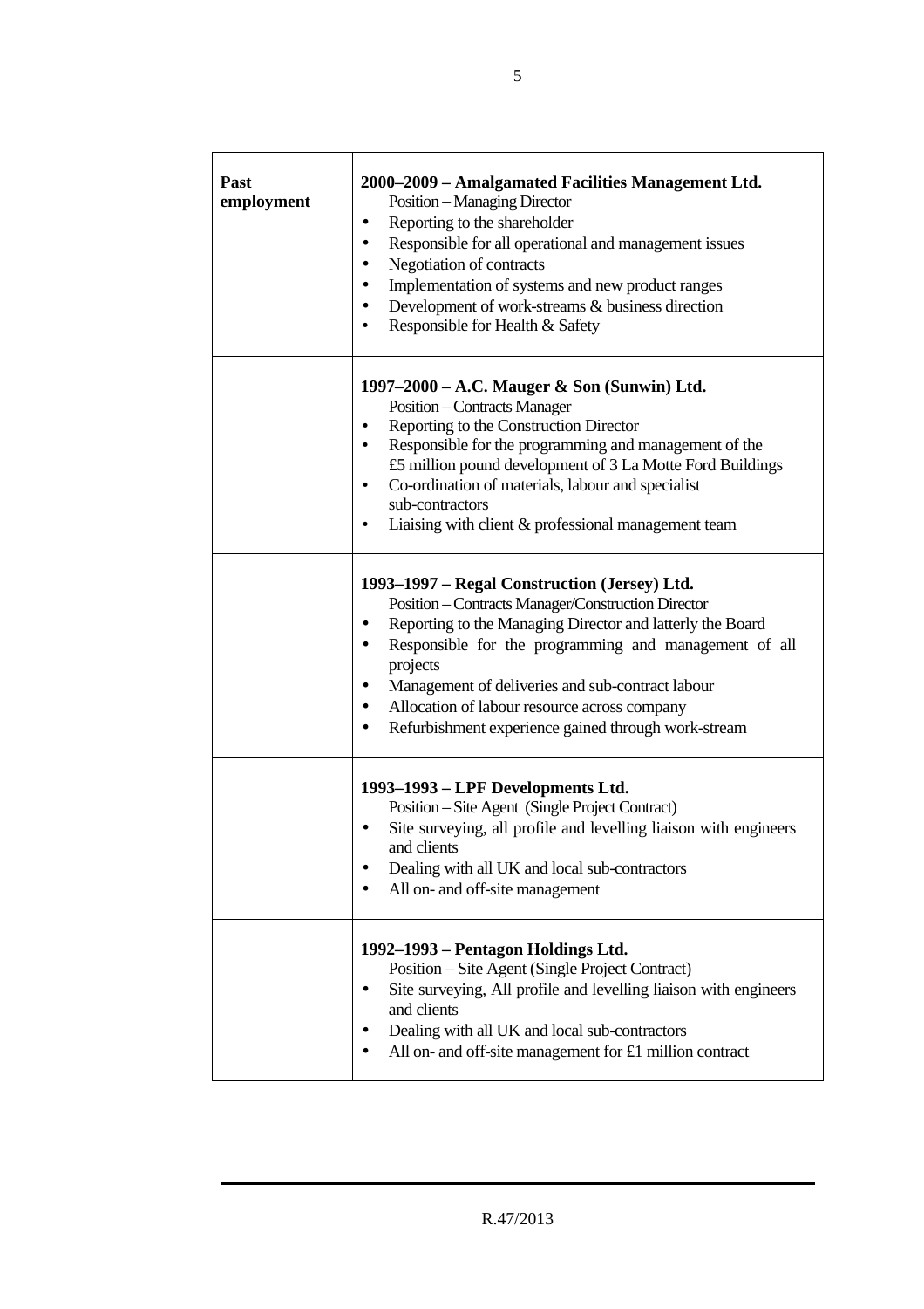| Past employment | **2000–2009 – Amalgamated Facilities Management Ltd.**<br>Position – Managing Director<br>• Reporting to the shareholder<br>• Responsible for all operational and management issues<br>• Negotiation of contracts<br>• Implementation of systems and new product ranges<br>• Development of work-streams & business direction<br>• Responsible for Health & Safety |
|---|---|
| | **1997–2000 – A.C. Mauger & Son (Sunwin) Ltd.**<br>Position – Contracts Manager<br>• Reporting to the Construction Director<br>• Responsible for the programming and management of the £5 million pound development of 3 La Motte Ford Buildings<br>• Co-ordination of materials, labour and specialist sub-contractors<br>• Liaising with client & professional management team |
| | **1993–1997 – Regal Construction (Jersey) Ltd.**<br>Position – Contracts Manager/Construction Director<br>• Reporting to the Managing Director and latterly the Board<br>• Responsible for the programming and management of all projects<br>• Management of deliveries and sub-contract labour<br>• Allocation of labour resource across company<br>• Refurbishment experience gained through work-stream |
| | **1993–1993 – LPF Developments Ltd.**<br>Position – Site Agent (Single Project Contract)<br>• Site surveying, all profile and levelling liaison with engineers and clients<br>• Dealing with all UK and local sub-contractors<br>• All on- and off-site management |
| | **1992–1993 – Pentagon Holdings Ltd.**<br>Position – Site Agent (Single Project Contract)<br>• Site surveying, All profile and levelling liaison with engineers and clients<br>• Dealing with all UK and local sub-contractors<br>• All on- and off-site management for £1 million contract |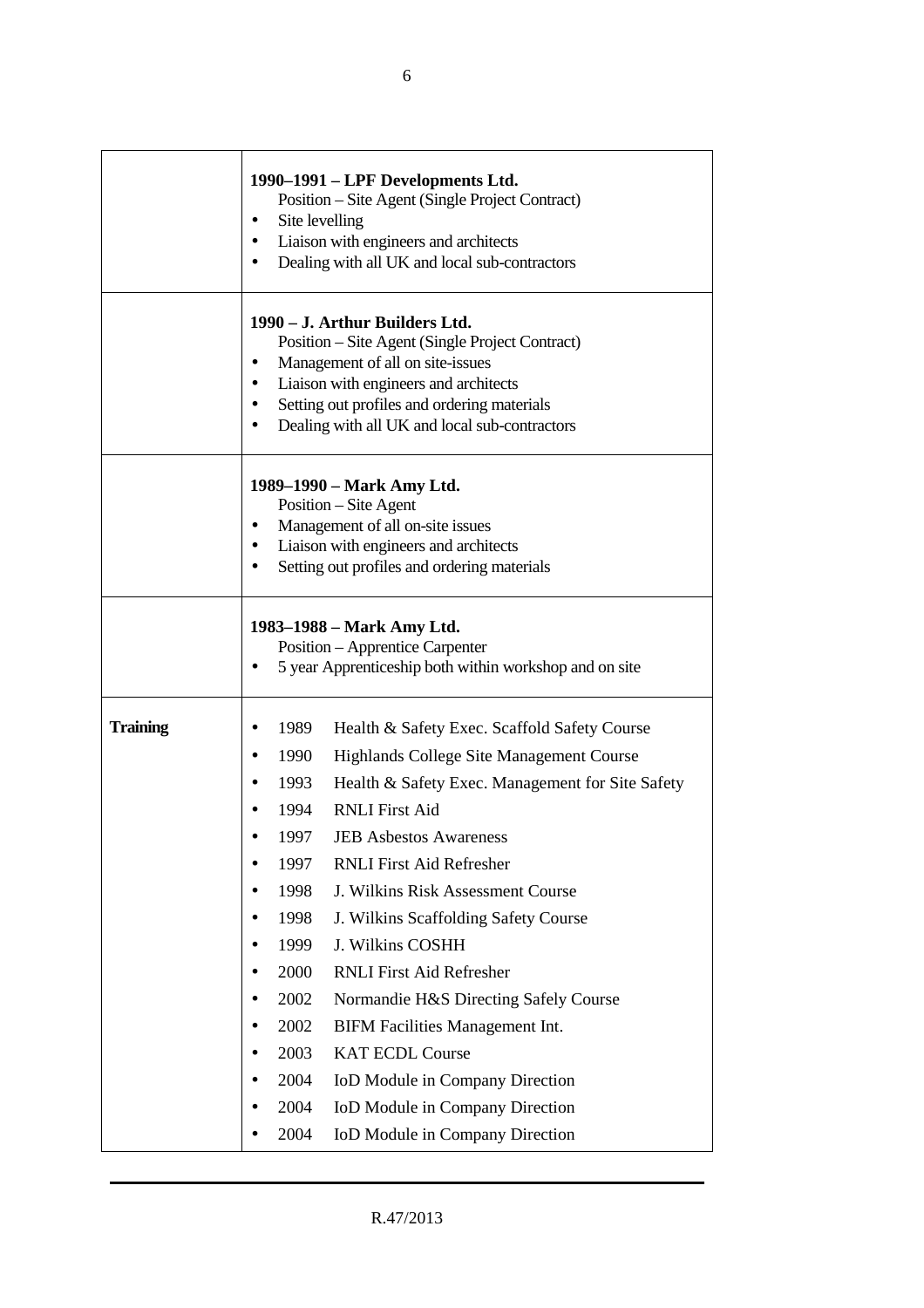|  |  |
|---|---|
|  | **1990–1991 – LPF Developments Ltd.**<br>Position – Site Agent (Single Project Contract)<br>• Site levelling<br>• Liaison with engineers and architects<br>• Dealing with all UK and local sub-contractors |
|  | **1990 – J. Arthur Builders Ltd.**<br>Position – Site Agent (Single Project Contract)<br>• Management of all on site-issues<br>• Liaison with engineers and architects<br>• Setting out profiles and ordering materials<br>• Dealing with all UK and local sub-contractors |
|  | **1989–1990 – Mark Amy Ltd.**<br>Position – Site Agent<br>• Management of all on-site issues<br>• Liaison with engineers and architects<br>• Setting out profiles and ordering materials |
|  | **1983–1988 – Mark Amy Ltd.**<br>Position – Apprentice Carpenter<br>• 5 year Apprenticeship both within workshop and on site |
| **Training** | • 1989 Health & Safety Exec. Scaffold Safety Course<br>• 1990 Highlands College Site Management Course<br>• 1993 Health & Safety Exec. Management for Site Safety<br>• 1994 RNLI First Aid<br>• 1997 JEB Asbestos Awareness<br>• 1997 RNLI First Aid Refresher<br>• 1998 J. Wilkins Risk Assessment Course<br>• 1998 J. Wilkins Scaffolding Safety Course<br>• 1999 J. Wilkins COSHH<br>• 2000 RNLI First Aid Refresher<br>• 2002 Normandie H&S Directing Safely Course<br>• 2002 BIFM Facilities Management Int.<br>• 2003 KAT ECDL Course<br>• 2004 IoD Module in Company Direction<br>• 2004 IoD Module in Company Direction<br>• 2004 IoD Module in Company Direction |

R.47/2013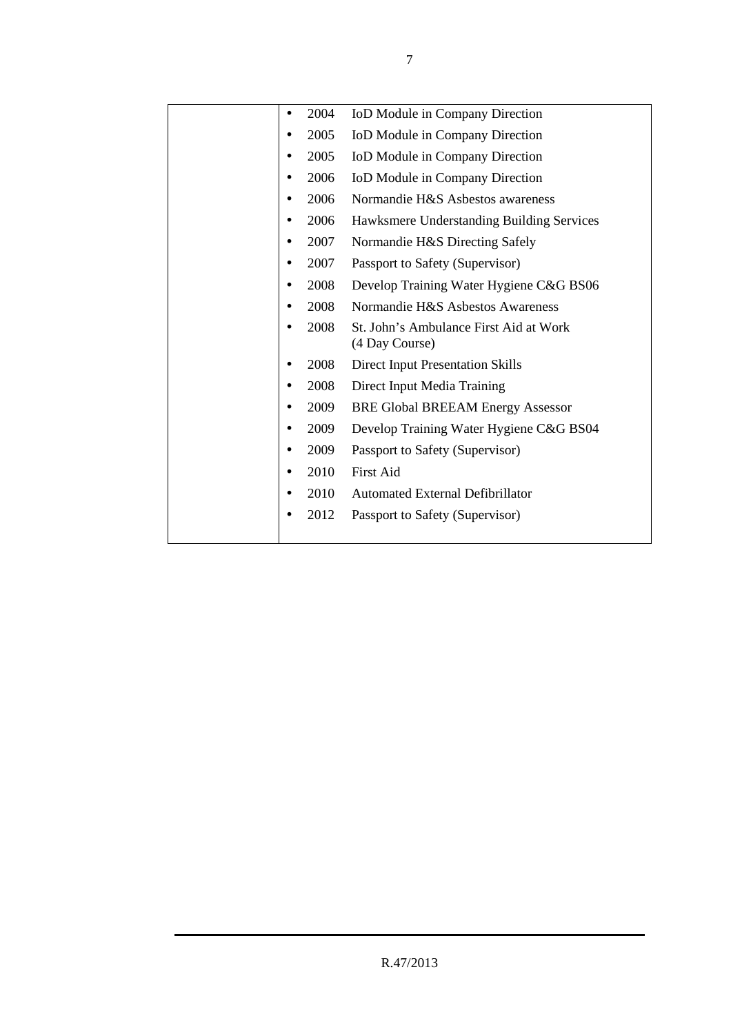| | |
|---|---|
| | • 2004 IoD Module in Company Direction<br>• 2005 IoD Module in Company Direction<br>• 2005 IoD Module in Company Direction<br>• 2006 IoD Module in Company Direction<br>• 2006 Normandie H&S Asbestos awareness<br>• 2006 Hawksmere Understanding Building Services<br>• 2007 Normandie H&S Directing Safely<br>• 2007 Passport to Safety (Supervisor)<br>• 2008 Develop Training Water Hygiene C&G BS06<br>• 2008 Normandie H&S Asbestos Awareness<br>• 2008 St. John's Ambulance First Aid at Work (4 Day Course)<br>• 2008 Direct Input Presentation Skills<br>• 2008 Direct Input Media Training<br>• 2009 BRE Global BREEAM Energy Assessor<br>• 2009 Develop Training Water Hygiene C&G BS04<br>• 2009 Passport to Safety (Supervisor)<br>• 2010 First Aid<br>• 2010 Automated External Defibrillator<br>• 2012 Passport to Safety (Supervisor) |